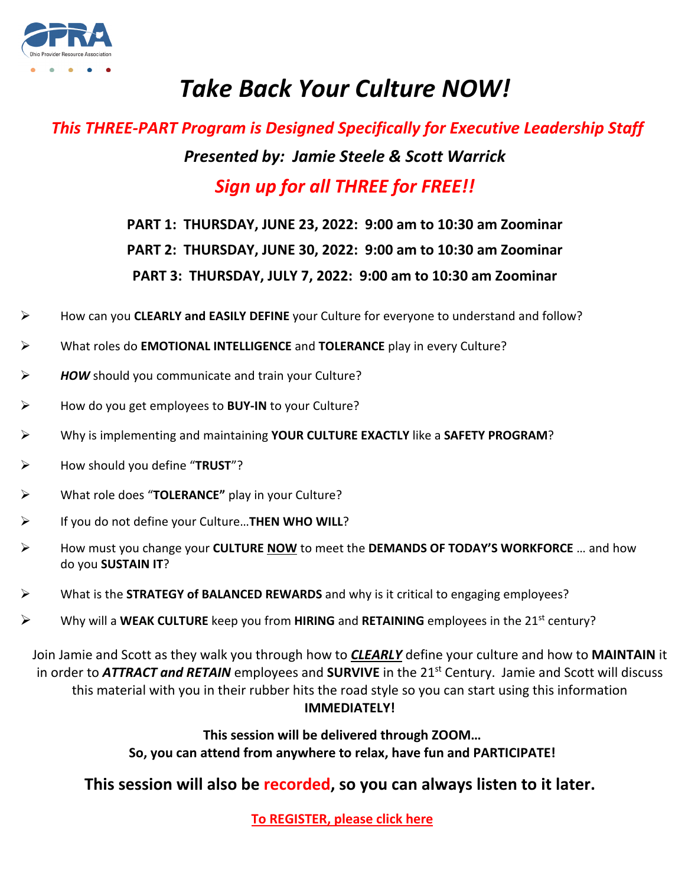# *Take Back Your Culture NOW!*

***This THREE-PART Program is Designed Specifically for Executive Leadership Staff***

***Presented by: Jamie Steele & Scott Warrick***

***Sign up for all THREE for FREE!!***

**PART 1: THURSDAY, JUNE 23, 2022: 9:00 am to 10:30 am Zoominar**

**PART 2: THURSDAY, JUNE 30, 2022: 9:00 am to 10:30 am Zoominar**

**PART 3: THURSDAY, JULY 7, 2022: 9:00 am to 10:30 am Zoominar**

- How can you **CLEARLY and EASILY DEFINE** your Culture for everyone to understand and follow?
- What roles do **EMOTIONAL INTELLIGENCE** and **TOLERANCE** play in every Culture?
- ***HOW*** should you communicate and train your Culture?
- How do you get employees to **BUY-IN** to your Culture?
- Why is implementing and maintaining **YOUR CULTURE EXACTLY** like a **SAFETY PROGRAM**?
- How should you define "**TRUST**"?
- What role does "**TOLERANCE"** play in your Culture?
- If you do not define your Culture…**THEN WHO WILL**?
- How must you change your **CULTURE** <u>**NOW**</u> to meet the **DEMANDS OF TODAY'S WORKFORCE** … and how do you **SUSTAIN IT**?
- What is the **STRATEGY of BALANCED REWARDS** and why is it critical to engaging employees?
- Why will a **WEAK CULTURE** keep you from **HIRING** and **RETAINING** employees in the 21st century?

Join Jamie and Scott as they walk you through how to <u>***CLEARLY***</u> define your culture and how to **MAINTAIN** it in order to ***ATTRACT and RETAIN*** employees and **SURVIVE** in the 21st Century. Jamie and Scott will discuss this material with you in their rubber hits the road style so you can start using this information **IMMEDIATELY!**

**This session will be delivered through ZOOM…**
**So, you can attend from anywhere to relax, have fun and PARTICIPATE!**

**This session will also be recorded, so you can always listen to it later.**

<u>**To REGISTER, please click here**</u>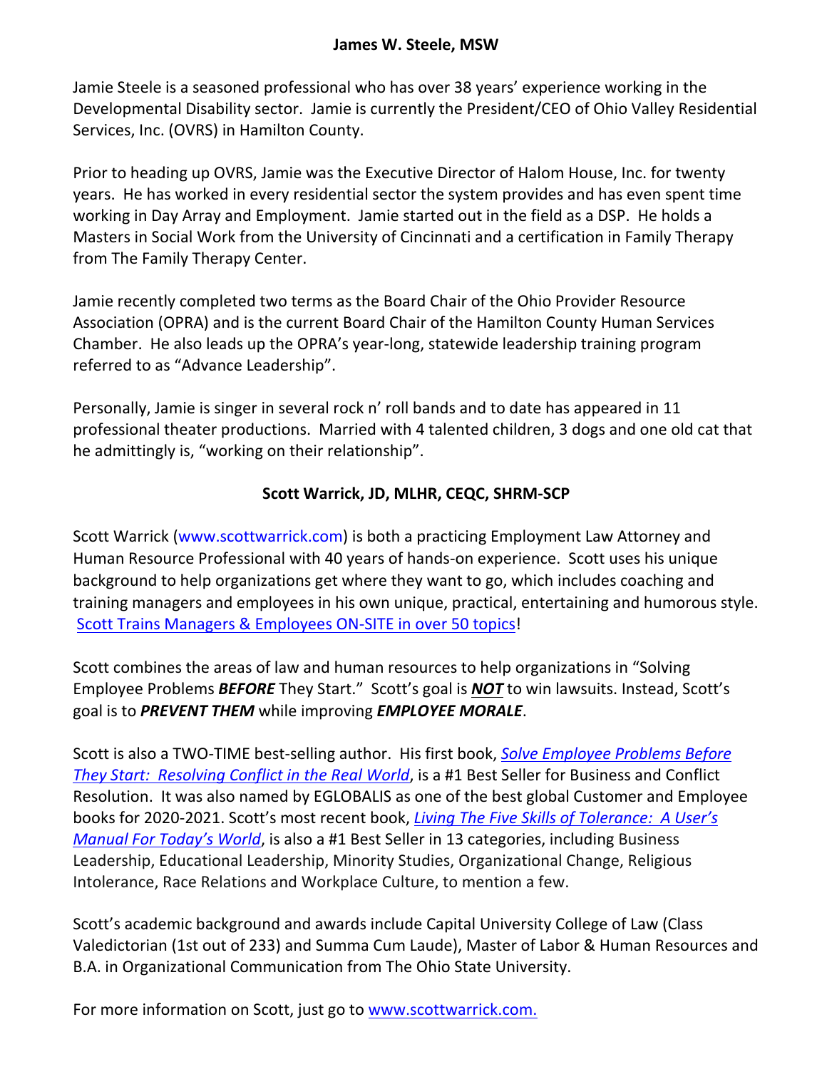## James W. Steele, MSW

Jamie Steele is a seasoned professional who has over 38 years' experience working in the Developmental Disability sector. Jamie is currently the President/CEO of Ohio Valley Residential Services, Inc. (OVRS) in Hamilton County.

Prior to heading up OVRS, Jamie was the Executive Director of Halom House, Inc. for twenty years. He has worked in every residential sector the system provides and has even spent time working in Day Array and Employment. Jamie started out in the field as a DSP. He holds a Masters in Social Work from the University of Cincinnati and a certification in Family Therapy from The Family Therapy Center.

Jamie recently completed two terms as the Board Chair of the Ohio Provider Resource Association (OPRA) and is the current Board Chair of the Hamilton County Human Services Chamber. He also leads up the OPRA's year-long, statewide leadership training program referred to as "Advance Leadership".

Personally, Jamie is singer in several rock n' roll bands and to date has appeared in 11 professional theater productions. Married with 4 talented children, 3 dogs and one old cat that he admittingly is, "working on their relationship".

## Scott Warrick, JD, MLHR, CEQC, SHRM-SCP

Scott Warrick (www.scottwarrick.com) is both a practicing Employment Law Attorney and Human Resource Professional with 40 years of hands-on experience. Scott uses his unique background to help organizations get where they want to go, which includes coaching and training managers and employees in his own unique, practical, entertaining and humorous style. Scott Trains Managers & Employees ON-SITE in over 50 topics!

Scott combines the areas of law and human resources to help organizations in "Solving Employee Problems ***BEFORE*** They Start." Scott's goal is ***NOT*** to win lawsuits. Instead, Scott's goal is to ***PREVENT THEM*** while improving ***EMPLOYEE MORALE***.

Scott is also a TWO-TIME best-selling author. His first book, *Solve Employee Problems Before They Start: Resolving Conflict in the Real World*, is a #1 Best Seller for Business and Conflict Resolution. It was also named by EGLOBALIS as one of the best global Customer and Employee books for 2020-2021. Scott's most recent book, *Living The Five Skills of Tolerance: A User's Manual For Today's World*, is also a #1 Best Seller in 13 categories, including Business Leadership, Educational Leadership, Minority Studies, Organizational Change, Religious Intolerance, Race Relations and Workplace Culture, to mention a few.

Scott's academic background and awards include Capital University College of Law (Class Valedictorian (1st out of 233) and Summa Cum Laude), Master of Labor & Human Resources and B.A. in Organizational Communication from The Ohio State University.

For more information on Scott, just go to www.scottwarrick.com.